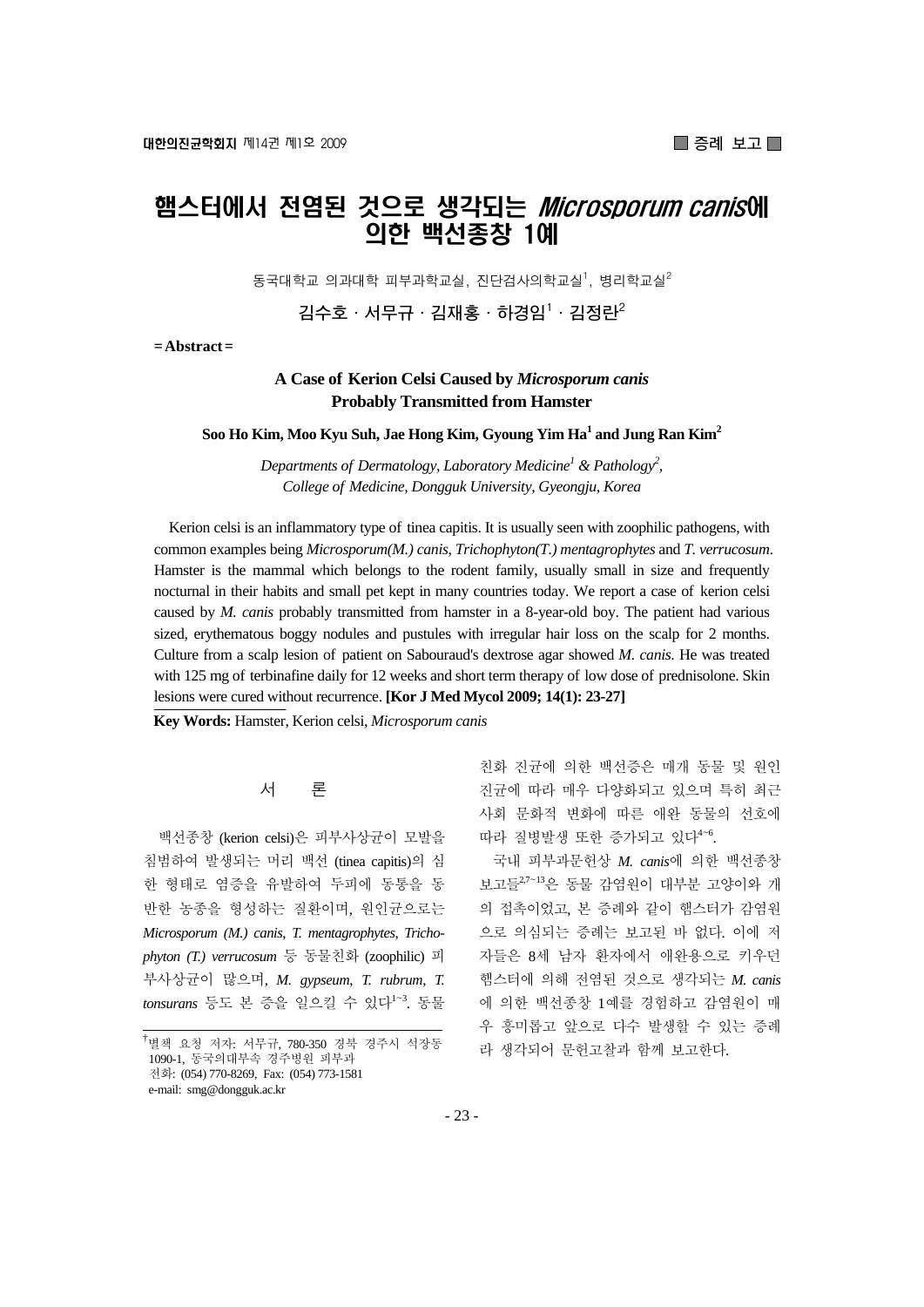# 햄스터에서 전염된 것으로 생각되는 *Microsporum canis*에 의한 백선종창 1예

동국대학교 의과대학 피부과학교실, 진단검사의학교실[1], 병리학교실[2]

김수호 · 서무규 · 김재홍 · 하경임[1] · 김정란[2]

**= Abstract =**

**A Case of Kerion Celsi Caused by *Microsporum canis* Probably Transmitted from Hamster**

**Soo Ho Kim, Moo Kyu Suh, Jae Hong Kim, Gyoung Yim Ha[1] and Jung Ran Kim[2]**

*Departments of Dermatology, Laboratory Medicine[1] & Pathology[2], College of Medicine, Dongguk University, Gyeongju, Korea*

Kerion celsi is an inflammatory type of tinea capitis. It is usually seen with zoophilic pathogens, with common examples being *Microsporum(M.) canis*, *Trichophyton(T.) mentagrophytes* and *T. verrucosum*. Hamster is the mammal which belongs to the rodent family, usually small in size and frequently nocturnal in their habits and small pet kept in many countries today. We report a case of kerion celsi caused by *M. canis* probably transmitted from hamster in a 8-year-old boy. The patient had various sized, erythematous boggy nodules and pustules with irregular hair loss on the scalp for 2 months. Culture from a scalp lesion of patient on Sabouraud's dextrose agar showed *M. canis*. He was treated with 125 mg of terbinafine daily for 12 weeks and short term therapy of low dose of prednisolone. Skin lesions were cured without recurrence. **[Kor J Med Mycol 2009; 14(1): 23-27]**

**Key Words:** Hamster, Kerion celsi, *Microsporum canis*

## 서 론

백선종창 (kerion celsi)은 피부사상균이 모발을 침범하여 발생되는 머리 백선 (tinea capitis)의 심한 형태로 염증을 유발하여 두피에 동통을 동반한 농종을 형성하는 질환이며, 원인균으로는 *Microsporum (M.) canis*, *T. mentagrophytes*, *Trichophyton (T.) verrucosum* 등 동물친화 (zoophilic) 피부사상균이 많으며, *M. gypseum*, *T. rubrum*, *T. tonsurans* 등도 본 증을 일으킬 수 있다[1~3]. 동물친화 진균에 의한 백선증은 매개 동물 및 원인 진균에 따라 매우 다양화되고 있으며 특히 최근 사회 문화적 변화에 따른 애완 동물의 선호에 따라 질병발생 또한 증가되고 있다[4~6].

국내 피부과문헌상 *M. canis*에 의한 백선종창 보고들[2,7~13]은 동물 감염원이 대부분 고양이와 개의 접촉이었고, 본 증례와 같이 햄스터가 감염원으로 의심되는 증례는 보고된 바 없다. 이에 저자들은 8세 남자 환자에서 애완용으로 키우던 햄스터에 의해 전염된 것으로 생각되는 *M. canis*에 의한 백선종창 1예를 경험하고 감염원이 매우 흥미롭고 앞으로 다수 발생할 수 있는 증례라 생각되어 문헌고찰과 함께 보고한다.

†별책 요청 저자: 서무규, 780-350 경북 경주시 석장동 1090-1, 동국의대부속 경주병원 피부과
전화: (054) 770-8269, Fax: (054) 773-1581
e-mail: smg@dongguk.ac.kr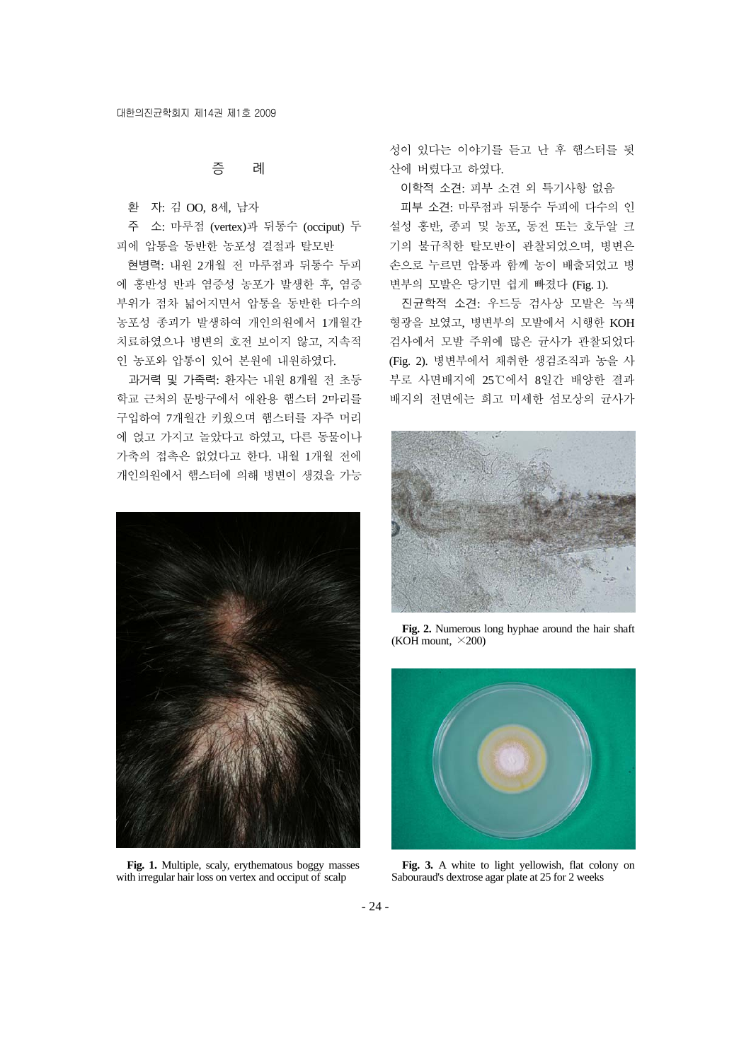## 증 례

환 자: 김 OO, 8세, 남자

주 소: 마루점 (vertex)과 뒤통수 (occiput) 두피에 압통을 동반한 농포성 결절과 탈모반

현병력: 내원 2개월 전 마루점과 뒤통수 두피에 홍반성 반과 염증성 농포가 발생한 후, 염증 부위가 점차 넓어지면서 압통을 동반한 다수의 농포성 종괴가 발생하여 개인의원에서 1개월간 치료하였으나 병변의 호전 보이지 않고, 지속적인 농포와 압통이 있어 본원에 내원하였다.

과거력 및 가족력: 환자는 내원 8개월 전 초등학교 근처의 문방구에서 애완용 햄스터 2마리를 구입하여 7개월간 키웠으며 햄스터를 자주 머리에 얹고 가지고 놀았다고 하였고, 다른 동물이나 가축의 접촉은 없었다고 한다. 내원 1개월 전에 개인의원에서 햄스터에 의해 병변이 생겼을 가능성이 있다는 이야기를 듣고 난 후 햄스터를 뒷산에 버렸다고 하였다.

이학적 소견: 피부 소견 외 특기사항 없음

피부 소견: 마루점과 뒤통수 두피에 다수의 인설성 홍반, 종괴 및 농포, 동전 또는 호두알 크기의 불규칙한 탈모반이 관찰되었으며, 병변은 손으로 누르면 압통과 함께 농이 배출되었고 병변부의 모발은 당기면 쉽게 빠졌다 (Fig. 1).

진균학적 소견: 우드등 검사상 모발은 녹색 형광을 보였고, 병변부의 모발에서 시행한 KOH 검사에서 모발 주위에 많은 균사가 관찰되었다 (Fig. 2). 병변부에서 채취한 생검조직과 농을 사부로 사면배지에 25℃에서 8일간 배양한 결과 배지의 전면에는 희고 미세한 섬모상의 균사가

**Fig. 1.** Multiple, scaly, erythematous boggy masses with irregular hair loss on vertex and occiput of scalp

**Fig. 2.** Numerous long hyphae around the hair shaft (KOH mount, ×200)

**Fig. 3.** A white to light yellowish, flat colony on Sabouraud's dextrose agar plate at 25 for 2 weeks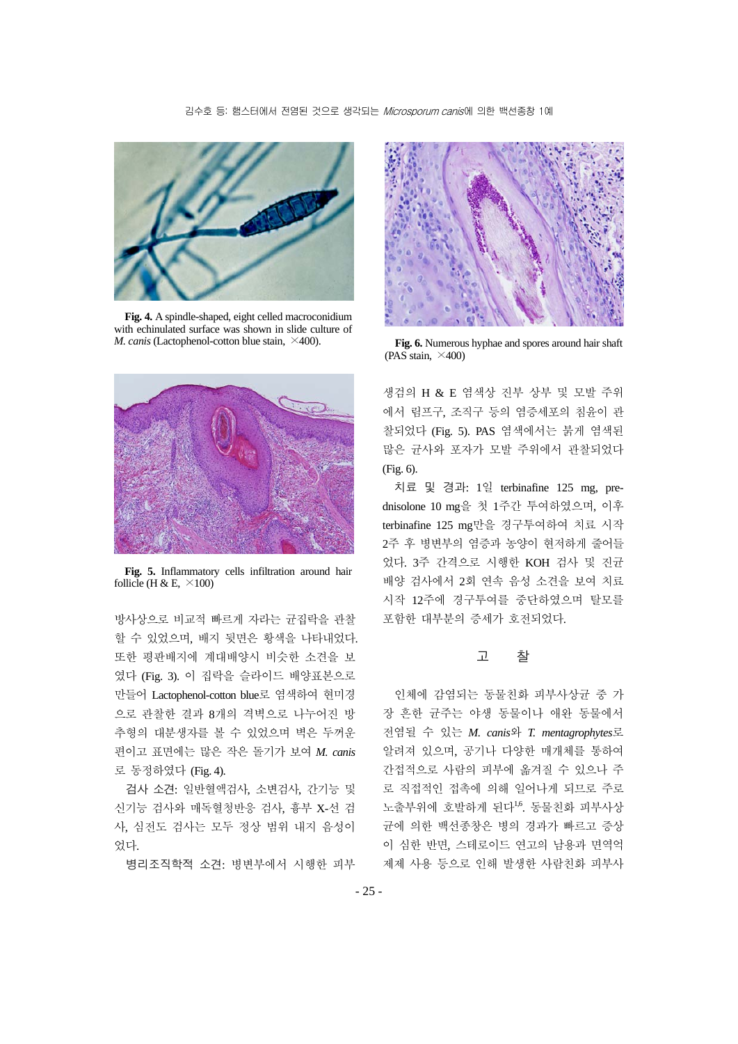Fig. 4. A spindle-shaped, eight celled macroconidium with echinulated surface was shown in slide culture of *M. canis* (Lactophenol-cotton blue stain, ×400).

Fig. 5. Inflammatory cells infiltration around hair follicle (H & E, ×100)

방사상으로 비교적 빠르게 자라는 균집락을 관찰할 수 있었으며, 배지 뒷면은 황색을 나타내었다. 또한 평판배지에 계대배양시 비슷한 소견을 보였다 (Fig. 3). 이 집락을 슬라이드 배양표본으로 만들어 Lactophenol-cotton blue로 염색하여 현미경으로 관찰한 결과 8개의 격벽으로 나누어진 방추형의 대분생자를 볼 수 있었으며 벽은 두꺼운 편이고 표면에는 많은 작은 돌기가 보여 *M. canis*로 동정하였다 (Fig. 4).

검사 소견: 일반혈액검사, 소변검사, 간기능 및 신기능 검사와 매독혈청반응 검사, 흉부 X-선 검사, 심전도 검사는 모두 정상 범위 내지 음성이었다.

병리조직학적 소견: 병변부에서 시행한 피부 생검의 H & E 염색상 진부 상부 및 모발 주위에서 림프구, 조직구 등의 염증세포의 침윤이 관찰되었다 (Fig. 5). PAS 염색에서는 붉게 염색된 많은 균사와 포자가 모발 주위에서 관찰되었다 (Fig. 6).

Fig. 6. Numerous hyphae and spores around hair shaft (PAS stain, ×400)

치료 및 경과: 1일 terbinafine 125 mg, prednisolone 10 mg을 첫 1주간 투여하였으며, 이후 terbinafine 125 mg만을 경구투여하여 치료 시작 2주 후 병변부의 염증과 농양이 현저하게 줄어들었다. 3주 간격으로 시행한 KOH 검사 및 진균배양 검사에서 2회 연속 음성 소견을 보여 치료 시작 12주에 경구투여를 중단하였으며 탈모를 포함한 대부분의 증세가 호전되었다.

## 고 찰

인체에 감염되는 동물친화 피부사상균 중 가장 흔한 균주는 야생 동물이나 애완 동물에서 전염될 수 있는 *M. canis*와 *T. mentagrophytes*로 알려져 있으며, 공기나 다양한 매개체를 통하여 간접적으로 사람의 피부에 옮겨질 수 있으나 주로 직접적인 접촉에 의해 일어나게 되므로 주로 노출부위에 호발하게 된다[1,6]. 동물친화 피부사상균에 의한 백선종창은 병의 경과가 빠르고 증상이 심한 반면, 스테로이드 연고의 남용과 면역억제제 사용 등으로 인해 발생한 사람친화 피부사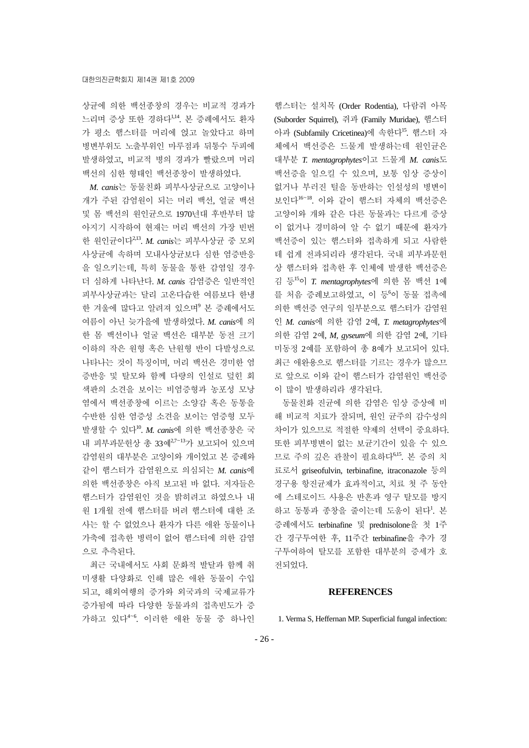상균에 의한 백선종창의 경우는 비교적 경과가 느리며 증상 또한 경하다[1,14]. 본 증례에서도 환자가 평소 햄스터를 머리에 얹고 놀았다고 하며 병변부위도 노출부위인 마루점과 뒤통수 두피에 발생하였고, 비교적 병의 경과가 빨랐으며 머리 백선의 심한 형태인 백선종창이 발생하였다.

*M. canis*는 동물친화 피부사상균으로 고양이나 개가 주된 감염원이 되는 머리 백선, 얼굴 백선 및 몸 백선의 원인균으로 1970년대 후반부터 많아지기 시작하여 현재는 머리 백선의 가장 빈번한 원인균이다[2,13]. *M. canis*는 피부사상균 중 모외사상균에 속하며 모내사상균보다 심한 염증반응을 일으키는데, 특히 동물을 통한 감염일 경우 더 심하게 나타난다. *M. canis* 감염증은 일반적인 피부사상균과는 달리 고온다습한 여름보다 한냉한 겨울에 많다고 알려져 있으며[9] 본 증례에서도 여름이 아닌 늦가을에 발생하였다. *M. canis*에 의한 몸 백선이나 얼굴 백선은 대부분 동전 크기 이하의 작은 원형 혹은 난원형 반이 다발성으로 나타나는 것이 특징이며, 머리 백선은 경미한 염증반응 및 탈모와 함께 다량의 인설로 덮힌 회색판의 소견을 보이는 비염증형과 농포성 모낭염에서 백선종창에 이르는 소양감 혹은 동통을 수반한 심한 염증성 소견을 보이는 염증형 모두 발생할 수 있다[10]. *M. canis*에 의한 백선종창은 국내 피부과문헌상 총 33예[2,7~13]가 보고되어 있으며 감염원의 대부분은 고양이와 개이었고 본 증례와 같이 햄스터가 감염원으로 의심되는 *M. canis*에 의한 백선종창은 아직 보고된 바 없다. 저자들은 햄스터가 감염원인 것을 밝히려고 하였으나 내원 1개월 전에 햄스터를 버려 햄스터에 대한 조사는 할 수 없었으나 환자가 다른 애완 동물이나 가축에 접촉한 병력이 없어 햄스터에 의한 감염으로 추측된다.

최근 국내에서도 사회 문화적 발달과 함께 취미생활 다양화로 인해 많은 애완 동물이 수입되고, 해외여행의 증가와 외국과의 국제교류가 증가됨에 따라 다양한 동물과의 접촉빈도가 증가하고 있다[4~6]. 이러한 애완 동물 중 하나인 햄스터는 설치목 (Order Rodentia), 다람쥐 아목 (Suborder Squirrel), 쥐과 (Family Muridae), 햄스터 아과 (Subfamily Cricetinea)에 속한다[15]. 햄스터 자체에서 백선증은 드물게 발생하는데 원인균은 대부분 *T. mentagrophytes*이고 드물게 *M. canis*도 백선증을 일으킬 수 있으며, 보통 임상 증상이 없거나 부러진 털을 동반하는 인설성의 병변이 보인다[16~18]. 이와 같이 햄스터 자체의 백선증은 고양이와 개와 같은 다른 동물과는 다르게 증상이 없거나 경미하여 알 수 없기 때문에 환자가 백선증이 있는 햄스터와 접촉하게 되고 사람한테 쉽게 전파되리라 생각된다. 국내 피부과문헌상 햄스터와 접촉한 후 인체에 발생한 백선증은 김 등[15]이 *T. mentagrophytes*에 의한 몸 백선 1예를 처음 증례보고하였고, 이 등[6]이 동물 접촉에 의한 백선증 연구의 일부분으로 햄스터가 감염원인 *M. canis*에 의한 감염 2예, *T. metagrophytes*에 의한 감염 2예, *M, gyseum*에 의한 감염 2예, 기타 미동정 2예를 포함하여 총 8예가 보고되어 있다. 최근 애완용으로 햄스터를 기르는 경우가 많으므로 앞으로 이와 같이 햄스터가 감염원인 백선증이 많이 발생하리라 생각된다.

동물친화 진균에 의한 감염은 임상 증상에 비해 비교적 치료가 잘되며, 원인 균주의 감수성의 차이가 있으므로 적절한 약제의 선택이 중요하다. 또한 피부병변이 없는 보균기간이 있을 수 있으므로 주의 깊은 관찰이 필요하다[6,15]. 본 증의 치료로서 griseofulvin, terbinafine, itraconazole 등의 경구용 항진균제가 효과적이고, 치료 첫 주 동안에 스테로이드 사용은 반흔과 영구 탈모를 방지하고 동통과 종창을 줄이는데 도움이 된다[1]. 본 증례에서도 terbinafine 및 prednisolone을 첫 1주간 경구투여한 후, 11주간 terbinafine을 추가 경구투여하여 탈모를 포함한 대부분의 증세가 호전되었다.

## REFERENCES

1. Verma S, Heffernan MP. Superficial fungal infection: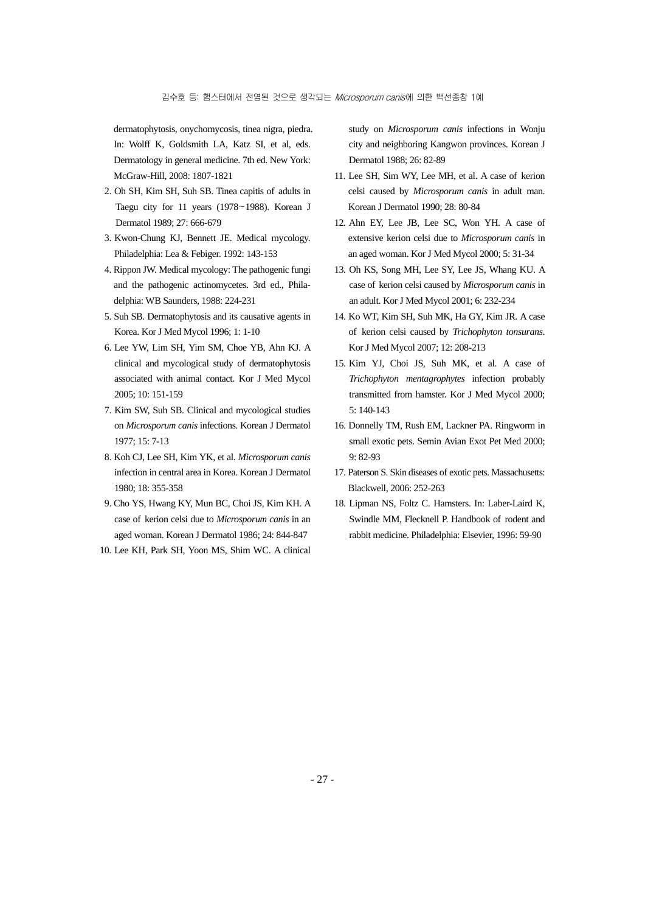dermatophytosis, onychomycosis, tinea nigra, piedra. In: Wolff K, Goldsmith LA, Katz SI, et al, eds. Dermatology in general medicine. 7th ed. New York: McGraw-Hill, 2008: 1807-1821

2. Oh SH, Kim SH, Suh SB. Tinea capitis of adults in Taegu city for 11 years (1978~1988). Korean J Dermatol 1989; 27: 666-679
3. Kwon-Chung KJ, Bennett JE. Medical mycology. Philadelphia: Lea & Febiger. 1992: 143-153
4. Rippon JW. Medical mycology: The pathogenic fungi and the pathogenic actinomycetes. 3rd ed., Philadelphia: WB Saunders, 1988: 224-231
5. Suh SB. Dermatophytosis and its causative agents in Korea. Kor J Med Mycol 1996; 1: 1-10
6. Lee YW, Lim SH, Yim SM, Choe YB, Ahn KJ. A clinical and mycological study of dermatophytosis associated with animal contact. Kor J Med Mycol 2005; 10: 151-159
7. Kim SW, Suh SB. Clinical and mycological studies on *Microsporum canis* infections. Korean J Dermatol 1977; 15: 7-13
8. Koh CJ, Lee SH, Kim YK, et al. *Microsporum canis* infection in central area in Korea. Korean J Dermatol 1980; 18: 355-358
9. Cho YS, Hwang KY, Mun BC, Choi JS, Kim KH. A case of kerion celsi due to *Microsporum canis* in an aged woman. Korean J Dermatol 1986; 24: 844-847
10. Lee KH, Park SH, Yoon MS, Shim WC. A clinical study on *Microsporum canis* infections in Wonju city and neighboring Kangwon provinces. Korean J Dermatol 1988; 26: 82-89
11. Lee SH, Sim WY, Lee MH, et al. A case of kerion celsi caused by *Microsporum canis* in adult man. Korean J Dermatol 1990; 28: 80-84
12. Ahn EY, Lee JB, Lee SC, Won YH. A case of extensive kerion celsi due to *Microsporum canis* in an aged woman. Kor J Med Mycol 2000; 5: 31-34
13. Oh KS, Song MH, Lee SY, Lee JS, Whang KU. A case of kerion celsi caused by *Microsporum canis* in an adult. Kor J Med Mycol 2001; 6: 232-234
14. Ko WT, Kim SH, Suh MK, Ha GY, Kim JR. A case of kerion celsi caused by *Trichophyton tonsurans*. Kor J Med Mycol 2007; 12: 208-213
15. Kim YJ, Choi JS, Suh MK, et al. A case of *Trichophyton mentagrophytes* infection probably transmitted from hamster. Kor J Med Mycol 2000; 5: 140-143
16. Donnelly TM, Rush EM, Lackner PA. Ringworm in small exotic pets. Semin Avian Exot Pet Med 2000; 9: 82-93
17. Paterson S. Skin diseases of exotic pets. Massachusetts: Blackwell, 2006: 252-263
18. Lipman NS, Foltz C. Hamsters. In: Laber-Laird K, Swindle MM, Flecknell P. Handbook of rodent and rabbit medicine. Philadelphia: Elsevier, 1996: 59-90